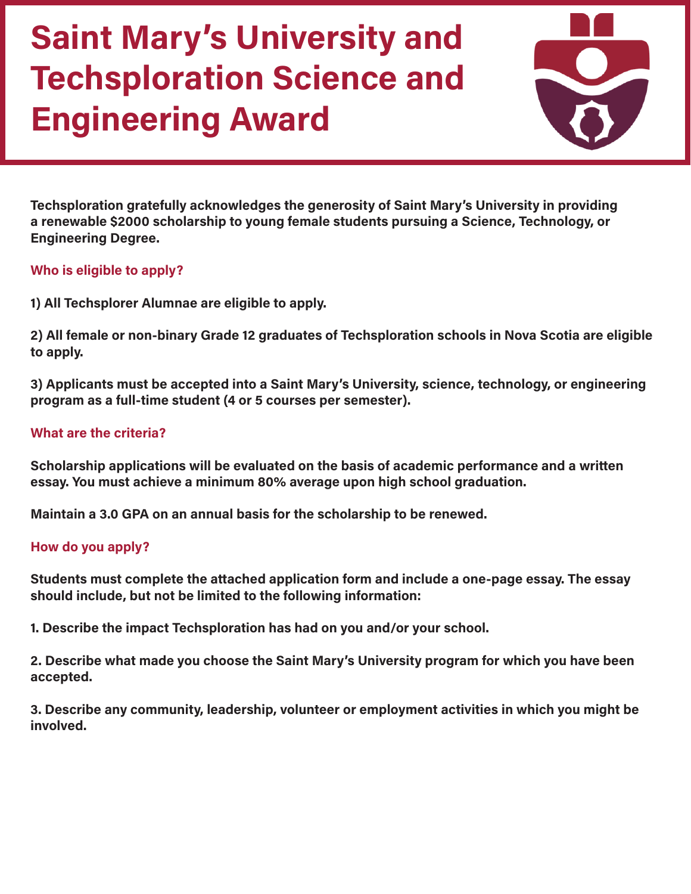# Saint Mary's University and Techsploration Science and Engineering Award

**Techsploration gratefully acknowledges the generosity of Saint Mary's University in providing a renewable $2000 scholarship to young female students pursuing a Science, Technology, or Engineering Degree.**

## Who is eligible to apply?

**1) All Techsplorer Alumnae are eligible to apply.**

**2) All female or non-binary Grade 12 graduates of Techsploration schools in Nova Scotia are eligible to apply.**

**3) Applicants must be accepted into a Saint Mary's University, science, technology, or engineering program as a full-time student (4 or 5 courses per semester).**

## What are the criteria?

**Scholarship applications will be evaluated on the basis of academic performance and a written essay. You must achieve a minimum 80% average upon high school graduation.**

**Maintain a 3.0 GPA on an annual basis for the scholarship to be renewed.**

## How do you apply?

**Students must complete the attached application form and include a one-page essay. The essay should include, but not be limited to the following information:**

**1. Describe the impact Techsploration has had on you and/or your school.**

**2. Describe what made you choose the Saint Mary's University program for which you have been accepted.**

**3. Describe any community, leadership, volunteer or employment activities in which you might be involved.**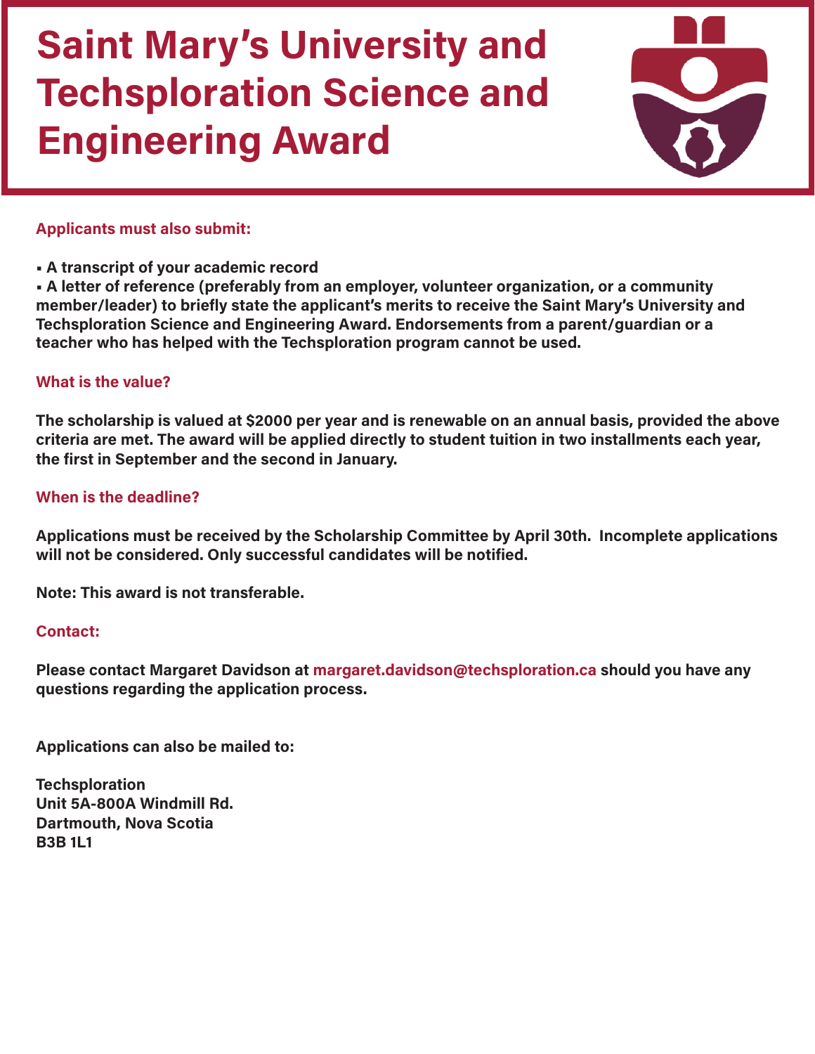# Saint Mary's University and Techsploration Science and Engineering Award

## Applicants must also submit:

- **A transcript of your academic record**
- **A letter of reference (preferably from an employer, volunteer organization, or a community member/leader) to briefly state the applicant's merits to receive the Saint Mary's University and Techsploration Science and Engineering Award. Endorsements from a parent/guardian or a teacher who has helped with the Techsploration program cannot be used.**

## What is the value?

**The scholarship is valued at $2000 per year and is renewable on an annual basis, provided the above criteria are met. The award will be applied directly to student tuition in two installments each year, the first in September and the second in January.**

## When is the deadline?

**Applications must be received by the Scholarship Committee by April 30th. Incomplete applications will not be considered. Only successful candidates will be notified.**

**Note: This award is not transferable.**

## Contact:

**Please contact Margaret Davidson at margaret.davidson@techsploration.ca should you have any questions regarding the application process.**

**Applications can also be mailed to:**

**Techsploration**
**Unit 5A-800A Windmill Rd.**
**Dartmouth, Nova Scotia**
**B3B 1L1**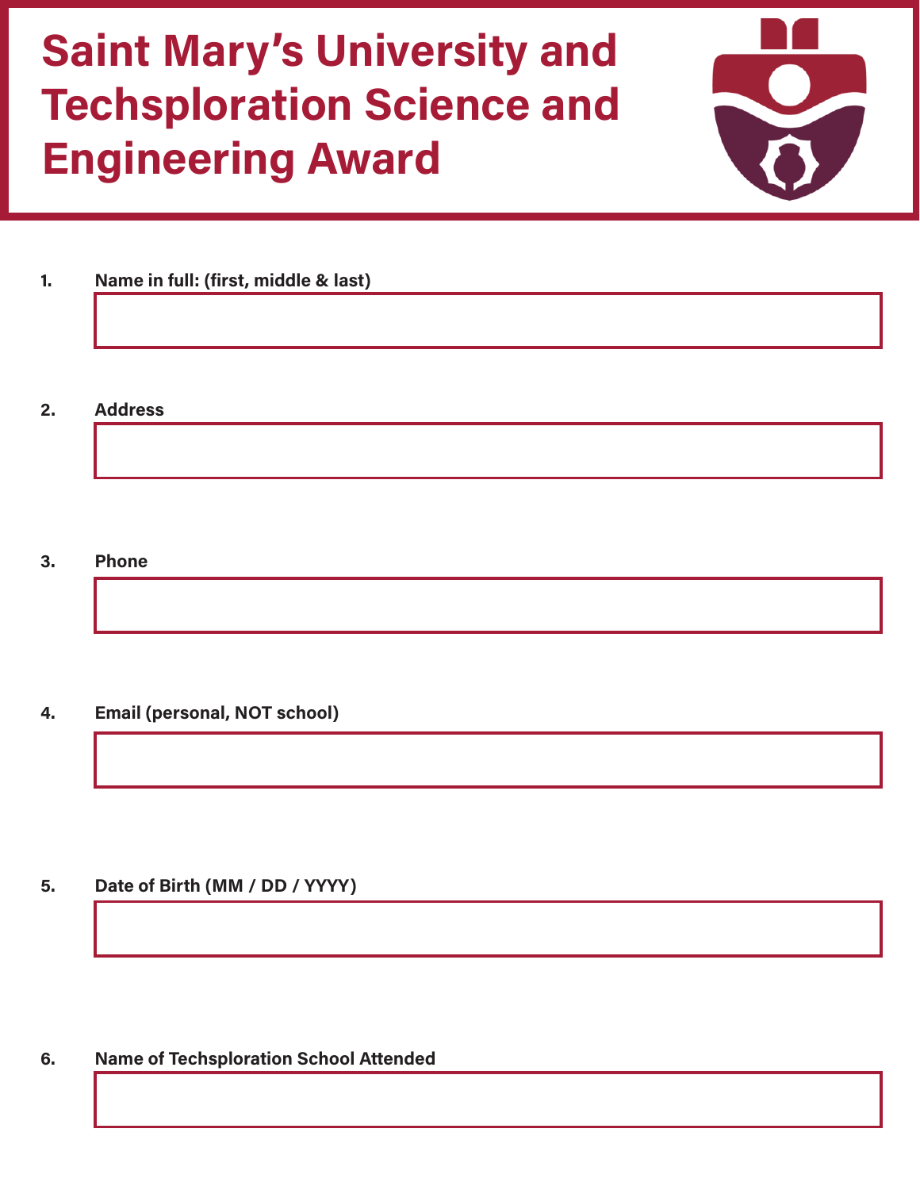# Saint Mary's University and Techsploration Science and Engineering Award

1. **Name in full: (first, middle & last)**

2. **Address**

3. **Phone**

4. **Email (personal, NOT school)**

5. **Date of Birth (MM / DD / YYYY)**

6. **Name of Techsploration School Attended**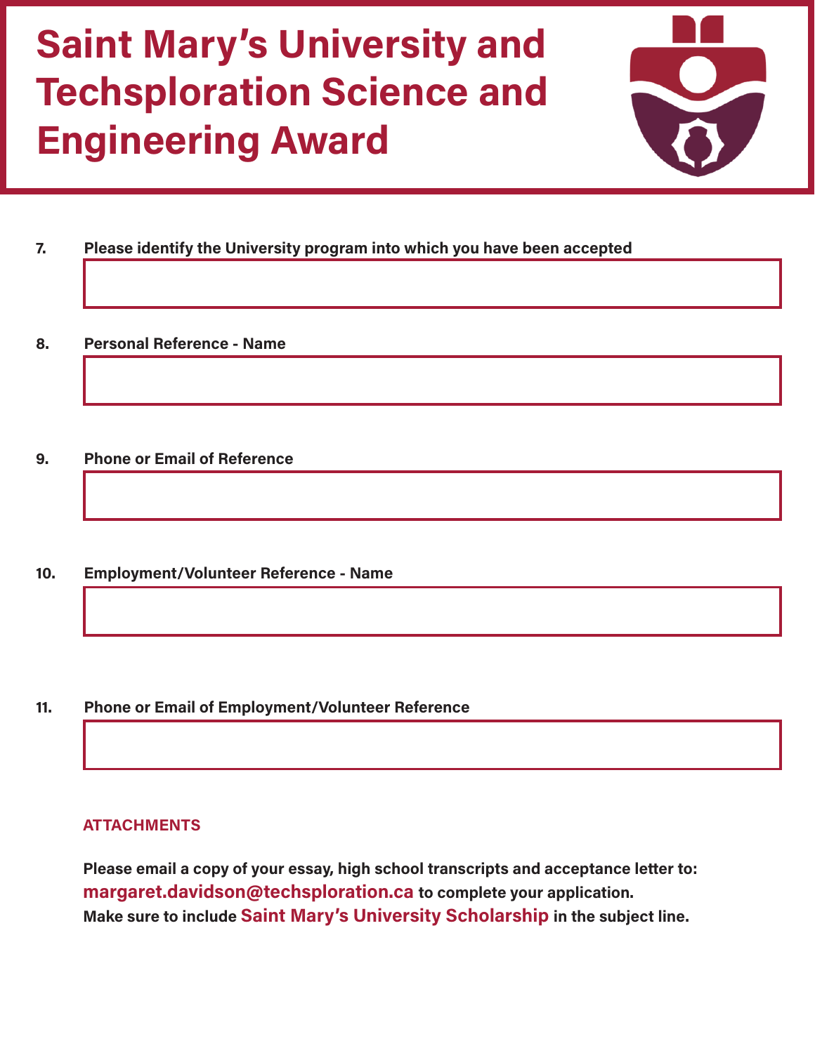# Saint Mary's University and Techsploration Science and Engineering Award

7. **Please identify the University program into which you have been accepted**

8. **Personal Reference - Name**

9. **Phone or Email of Reference**

10. **Employment/Volunteer Reference - Name**

11. **Phone or Email of Employment/Volunteer Reference**

## ATTACHMENTS

**Please email a copy of your essay, high school transcripts and acceptance letter to: margaret.davidson@techsploration.ca to complete your application. Make sure to include Saint Mary's University Scholarship in the subject line.**